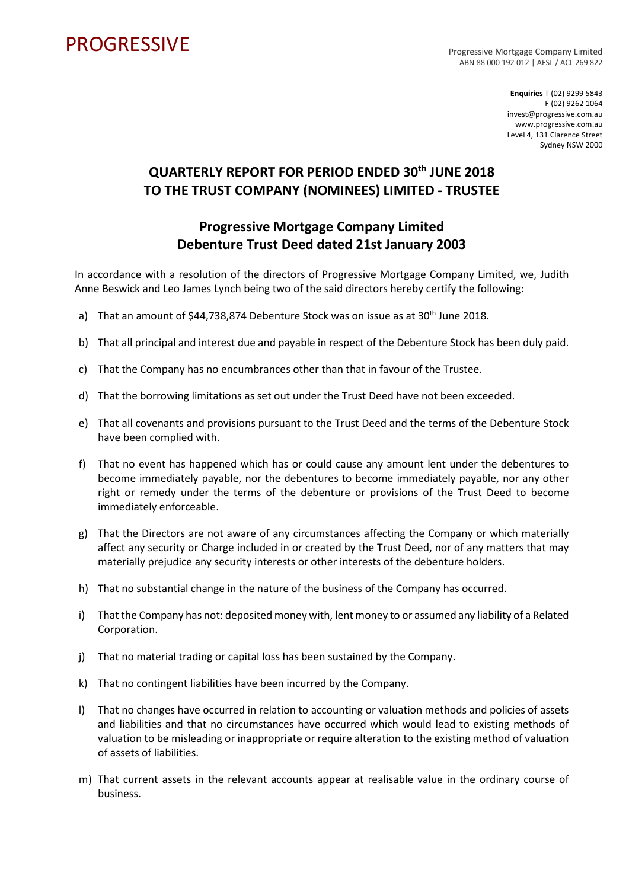PROGRESSIVE

Progressive Mortgage Company Limited
ABN 88 000 192 012 | AFSL / ACL 269 822

**Enquiries** T (02) 9299 5843
F (02) 9262 1064
invest@progressive.com.au
www.progressive.com.au
Level 4, 131 Clarence Street
Sydney NSW 2000

# QUARTERLY REPORT FOR PERIOD ENDED 30th JUNE 2018 TO THE TRUST COMPANY (NOMINEES) LIMITED - TRUSTEE

## Progressive Mortgage Company Limited Debenture Trust Deed dated 21st January 2003

In accordance with a resolution of the directors of Progressive Mortgage Company Limited, we, Judith Anne Beswick and Leo James Lynch being two of the said directors hereby certify the following:

a) That an amount of $44,738,874 Debenture Stock was on issue as at 30th June 2018.

b) That all principal and interest due and payable in respect of the Debenture Stock has been duly paid.

c) That the Company has no encumbrances other than that in favour of the Trustee.

d) That the borrowing limitations as set out under the Trust Deed have not been exceeded.

e) That all covenants and provisions pursuant to the Trust Deed and the terms of the Debenture Stock have been complied with.

f) That no event has happened which has or could cause any amount lent under the debentures to become immediately payable, nor the debentures to become immediately payable, nor any other right or remedy under the terms of the debenture or provisions of the Trust Deed to become immediately enforceable.

g) That the Directors are not aware of any circumstances affecting the Company or which materially affect any security or Charge included in or created by the Trust Deed, nor of any matters that may materially prejudice any security interests or other interests of the debenture holders.

h) That no substantial change in the nature of the business of the Company has occurred.

i) That the Company has not: deposited money with, lent money to or assumed any liability of a Related Corporation.

j) That no material trading or capital loss has been sustained by the Company.

k) That no contingent liabilities have been incurred by the Company.

l) That no changes have occurred in relation to accounting or valuation methods and policies of assets and liabilities and that no circumstances have occurred which would lead to existing methods of valuation to be misleading or inappropriate or require alteration to the existing method of valuation of assets of liabilities.

m) That current assets in the relevant accounts appear at realisable value in the ordinary course of business.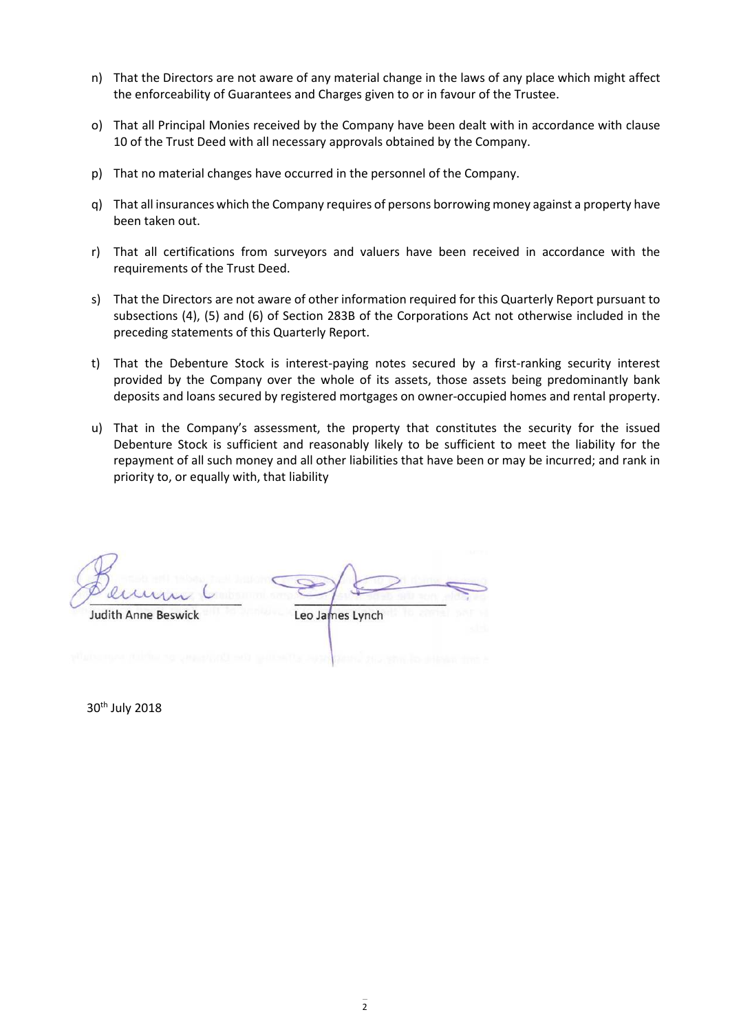n) That the Directors are not aware of any material change in the laws of any place which might affect the enforceability of Guarantees and Charges given to or in favour of the Trustee.

o) That all Principal Monies received by the Company have been dealt with in accordance with clause 10 of the Trust Deed with all necessary approvals obtained by the Company.

p) That no material changes have occurred in the personnel of the Company.

q) That all insurances which the Company requires of persons borrowing money against a property have been taken out.

r) That all certifications from surveyors and valuers have been received in accordance with the requirements of the Trust Deed.

s) That the Directors are not aware of other information required for this Quarterly Report pursuant to subsections (4), (5) and (6) of Section 283B of the Corporations Act not otherwise included in the preceding statements of this Quarterly Report.

t) That the Debenture Stock is interest-paying notes secured by a first-ranking security interest provided by the Company over the whole of its assets, those assets being predominantly bank deposits and loans secured by registered mortgages on owner-occupied homes and rental property.

u) That in the Company's assessment, the property that constitutes the security for the issued Debenture Stock is sufficient and reasonably likely to be sufficient to meet the liability for the repayment of all such money and all other liabilities that have been or may be incurred; and rank in priority to, or equally with, that liability

Judith Anne Beswick

Leo James Lynch

30th July 2018